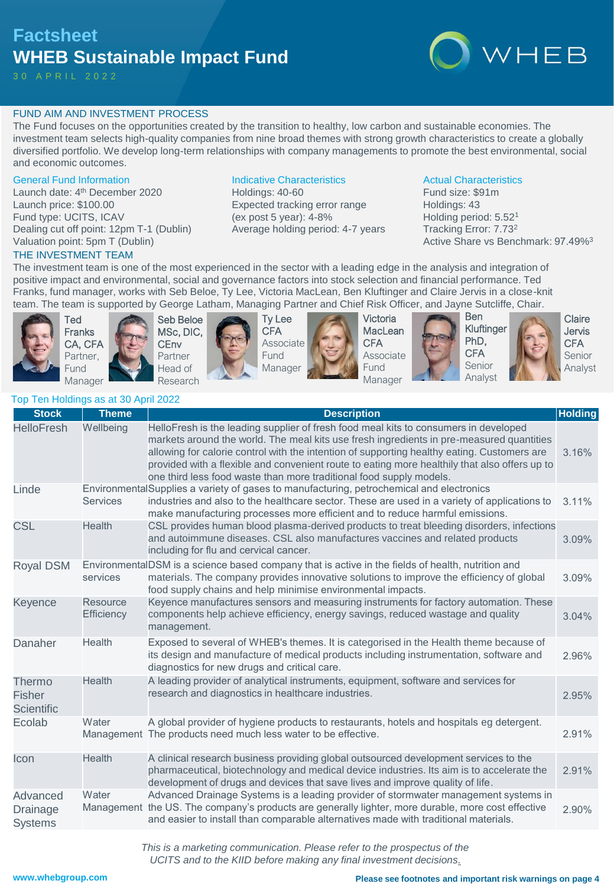# Factsheet

# WHEB Sustainable Impact Fund

30 APRIL 2022

## FUND AIM AND INVESTMENT PROCESS

The Fund focuses on the opportunities created by the transition to healthy, low carbon and sustainable economies. The investment team selects high-quality companies from nine broad themes with strong growth characteristics to create a globally diversified portfolio. We develop long-term relationships with company managements to promote the best environmental, social and economic outcomes.

### General Fund Information

Launch date: 4th December 2020
Launch price: $100.00
Fund type: UCITS, ICAV
Dealing cut off point: 12pm T-1 (Dublin)
Valuation point: 5pm T (Dublin)

### Indicative Characteristics

Holdings: 40-60
Expected tracking error range (ex post 5 year): 4-8%
Average holding period: 4-7 years

### Actual Characteristics

Fund size: $91m
Holdings: 43
Holding period: 5.52[1]
Tracking Error: 7.73[2]
Active Share vs Benchmark: 97.49%[3]

## THE INVESTMENT TEAM

The investment team is one of the most experienced in the sector with a leading edge in the analysis and integration of positive impact and environmental, social and governance factors into stock selection and financial performance. Ted Franks, fund manager, works with Seb Beloe, Ty Lee, Victoria MacLean, Ben Kluftinger and Claire Jervis in a close-knit team. The team is supported by George Latham, Managing Partner and Chief Risk Officer, and Jayne Sutcliffe, Chair.

- **Ted Franks** CA, CFA — Partner, Fund Manager
- **Seb Beloe** MSc, DIC, CEnv — Partner, Head of Research
- **Ty Lee** CFA — Associate Fund Manager
- **Victoria MacLean** CFA — Associate Fund Manager
- **Ben Kluftinger** PhD, CFA — Senior Analyst
- **Claire Jervis** CFA — Senior Analyst

### Top Ten Holdings as at 30 April 2022

| Stock | Theme | Description | Holding |
|---|---|---|---|
| HelloFresh | Wellbeing | HelloFresh is the leading supplier of fresh food meal kits to consumers in developed markets around the world. The meal kits use fresh ingredients in pre-measured quantities allowing for calorie control with the intention of supporting healthy eating. Customers are provided with a flexible and convenient route to eating more healthily that also offers up to one third less food waste than more traditional food supply models. | 3.16% |
| Linde | Environmental Services | Supplies a variety of gases to manufacturing, petrochemical and electronics industries and also to the healthcare sector. These are used in a variety of applications to make manufacturing processes more efficient and to reduce harmful emissions. | 3.11% |
| CSL | Health | CSL provides human blood plasma-derived products to treat bleeding disorders, infections and autoimmune diseases. CSL also manufactures vaccines and related products including for flu and cervical cancer. | 3.09% |
| Royal DSM | Environmental services | DSM is a science based company that is active in the fields of health, nutrition and materials. The company provides innovative solutions to improve the efficiency of global food supply chains and help minimise environmental impacts. | 3.09% |
| Keyence | Resource Efficiency | Keyence manufactures sensors and measuring instruments for factory automation. These components help achieve efficiency, energy savings, reduced wastage and quality management. | 3.04% |
| Danaher | Health | Exposed to several of WHEB's themes. It is categorised in the Health theme because of its design and manufacture of medical products including instrumentation, software and diagnostics for new drugs and critical care. | 2.96% |
| Thermo Fisher Scientific | Health | A leading provider of analytical instruments, equipment, software and services for research and diagnostics in healthcare industries. | 2.95% |
| Ecolab | Water Management | A global provider of hygiene products to restaurants, hotels and hospitals eg detergent. The products need much less water to be effective. | 2.91% |
| Icon | Health | A clinical research business providing global outsourced development services to the pharmaceutical, biotechnology and medical device industries. Its aim is to accelerate the development of drugs and devices that save lives and improve quality of life. | 2.91% |
| Advanced Drainage Systems | Water Management | Advanced Drainage Systems is a leading provider of stormwater management systems in the US. The company's products are generally lighter, more durable, more cost effective and easier to install than comparable alternatives made with traditional materials. | 2.90% |

*This is a marketing communication. Please refer to the prospectus of the UCITS and to the KIID before making any final investment decisions.*

www.whebgroup.com

**Please see footnotes and important risk warnings on page 4**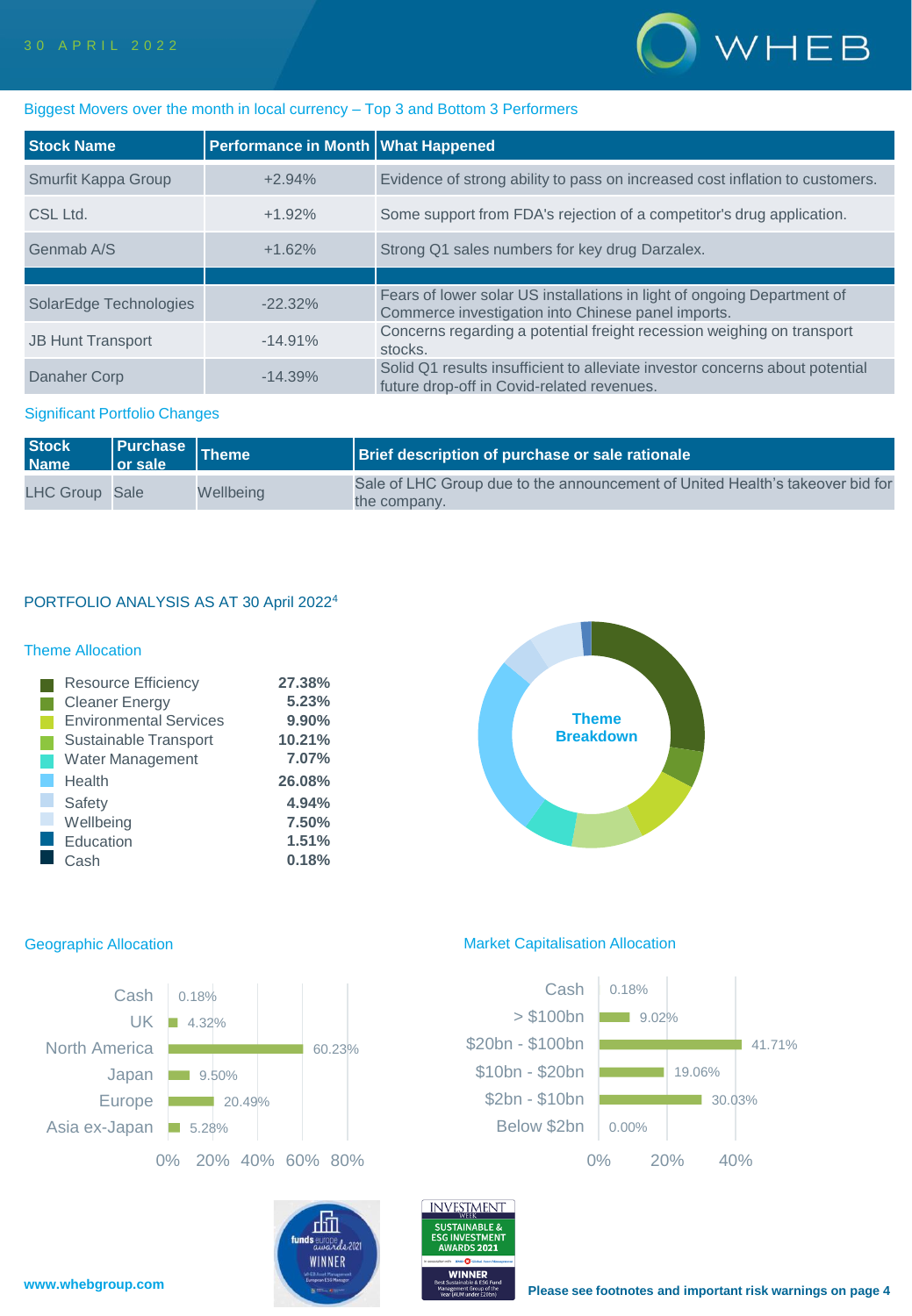### Biggest Movers over the month in local currency – Top 3 and Bottom 3 Performers

| Stock Name | Performance in Month | What Happened |
|---|---|---|
| Smurfit Kappa Group | +2.94% | Evidence of strong ability to pass on increased cost inflation to customers. |
| CSL Ltd. | +1.92% | Some support from FDA's rejection of a competitor's drug application. |
| Genmab A/S | +1.62% | Strong Q1 sales numbers for key drug Darzalex. |
| | | |
| SolarEdge Technologies | -22.32% | Fears of lower solar US installations in light of ongoing Department of Commerce investigation into Chinese panel imports. |
| JB Hunt Transport | -14.91% | Concerns regarding a potential freight recession weighing on transport stocks. |
| Danaher Corp | -14.39% | Solid Q1 results insufficient to alleviate investor concerns about potential future drop-off in Covid-related revenues. |

### Significant Portfolio Changes

| Stock Name | Purchase or sale | Theme | Brief description of purchase or sale rationale |
|---|---|---|---|
| LHC Group | Sale | Wellbeing | Sale of LHC Group due to the announcement of United Health's takeover bid for the company. |

## PORTFOLIO ANALYSIS AS AT 30 April 2022[4]

### Theme Allocation

| Theme | Allocation |
|---|---|
| Resource Efficiency | 27.38% |
| Cleaner Energy | 5.23% |
| Environmental Services | 9.90% |
| Sustainable Transport | 10.21% |
| Water Management | 7.07% |
| Health | 26.08% |
| Safety | 4.94% |
| Wellbeing | 7.50% |
| Education | 1.51% |
| Cash | 0.18% |

Theme Breakdown

### Geographic Allocation

| Region | Allocation |
|---|---|
| Cash | 0.18% |
| UK | 4.32% |
| North America | 60.23% |
| Japan | 9.50% |
| Europe | 20.49% |
| Asia ex-Japan | 5.28% |

### Market Capitalisation Allocation

| Market Cap | Allocation |
|---|---|
| Cash | 0.18% |
| > $100bn | 9.02% |
| $20bn - $100bn | 41.71% |
| $10bn - $20bn | 19.06% |
| $2bn - $10bn | 30.03% |
| Below $2bn | 0.00% |

www.whebgroup.com

Please see footnotes and important risk warnings on page 4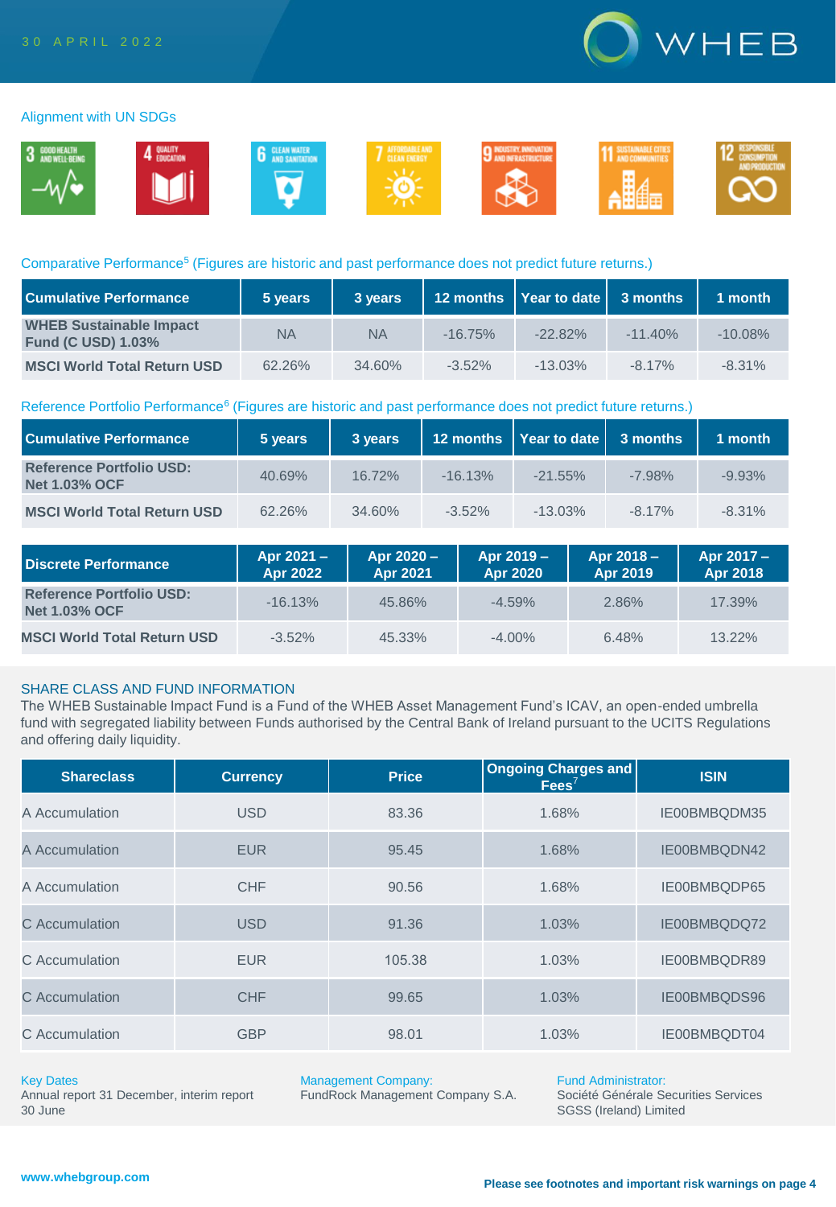## Alignment with UN SDGs

3 GOOD HEALTH AND WELL-BEING · 4 QUALITY EDUCATION · 6 CLEAN WATER AND SANITATION · 7 AFFORDABLE AND CLEAN ENERGY · 9 INDUSTRY, INNOVATION AND INFRASTRUCTURE · 11 SUSTAINABLE CITIES AND COMMUNITIES · 12 RESPONSIBLE CONSUMPTION AND PRODUCTION

## Comparative Performance[5] (Figures are historic and past performance does not predict future returns.)

| Cumulative Performance | 5 years | 3 years | 12 months | Year to date | 3 months | 1 month |
|---|---|---|---|---|---|---|
| **WHEB Sustainable Impact Fund (C USD) 1.03%** | NA | NA | -16.75% | -22.82% | -11.40% | -10.08% |
| **MSCI World Total Return USD** | 62.26% | 34.60% | -3.52% | -13.03% | -8.17% | -8.31% |

## Reference Portfolio Performance[6] (Figures are historic and past performance does not predict future returns.)

| Cumulative Performance | 5 years | 3 years | 12 months | Year to date | 3 months | 1 month |
|---|---|---|---|---|---|---|
| **Reference Portfolio USD: Net 1.03% OCF** | 40.69% | 16.72% | -16.13% | -21.55% | -7.98% | -9.93% |
| **MSCI World Total Return USD** | 62.26% | 34.60% | -3.52% | -13.03% | -8.17% | -8.31% |

| Discrete Performance | Apr 2021 – Apr 2022 | Apr 2020 – Apr 2021 | Apr 2019 – Apr 2020 | Apr 2018 – Apr 2019 | Apr 2017 – Apr 2018 |
|---|---|---|---|---|---|
| **Reference Portfolio USD: Net 1.03% OCF** | -16.13% | 45.86% | -4.59% | 2.86% | 17.39% |
| **MSCI World Total Return USD** | -3.52% | 45.33% | -4.00% | 6.48% | 13.22% |

## SHARE CLASS AND FUND INFORMATION

The WHEB Sustainable Impact Fund is a Fund of the WHEB Asset Management Fund's ICAV, an open-ended umbrella fund with segregated liability between Funds authorised by the Central Bank of Ireland pursuant to the UCITS Regulations and offering daily liquidity.

| Shareclass | Currency | Price | Ongoing Charges and Fees[7] | ISIN |
|---|---|---|---|---|
| A Accumulation | USD | 83.36 | 1.68% | IE00BMBQDM35 |
| A Accumulation | EUR | 95.45 | 1.68% | IE00BMBQDN42 |
| A Accumulation | CHF | 90.56 | 1.68% | IE00BMBQDP65 |
| C Accumulation | USD | 91.36 | 1.03% | IE00BMBQDQ72 |
| C Accumulation | EUR | 105.38 | 1.03% | IE00BMBQDR89 |
| C Accumulation | CHF | 99.65 | 1.03% | IE00BMBQDS96 |
| C Accumulation | GBP | 98.01 | 1.03% | IE00BMBQDT04 |

**Key Dates**
Annual report 31 December, interim report 30 June

**Management Company:**
FundRock Management Company S.A.

**Fund Administrator:**
Société Générale Securities Services SGSS (Ireland) Limited

www.whebgroup.com

**Please see footnotes and important risk warnings on page 4**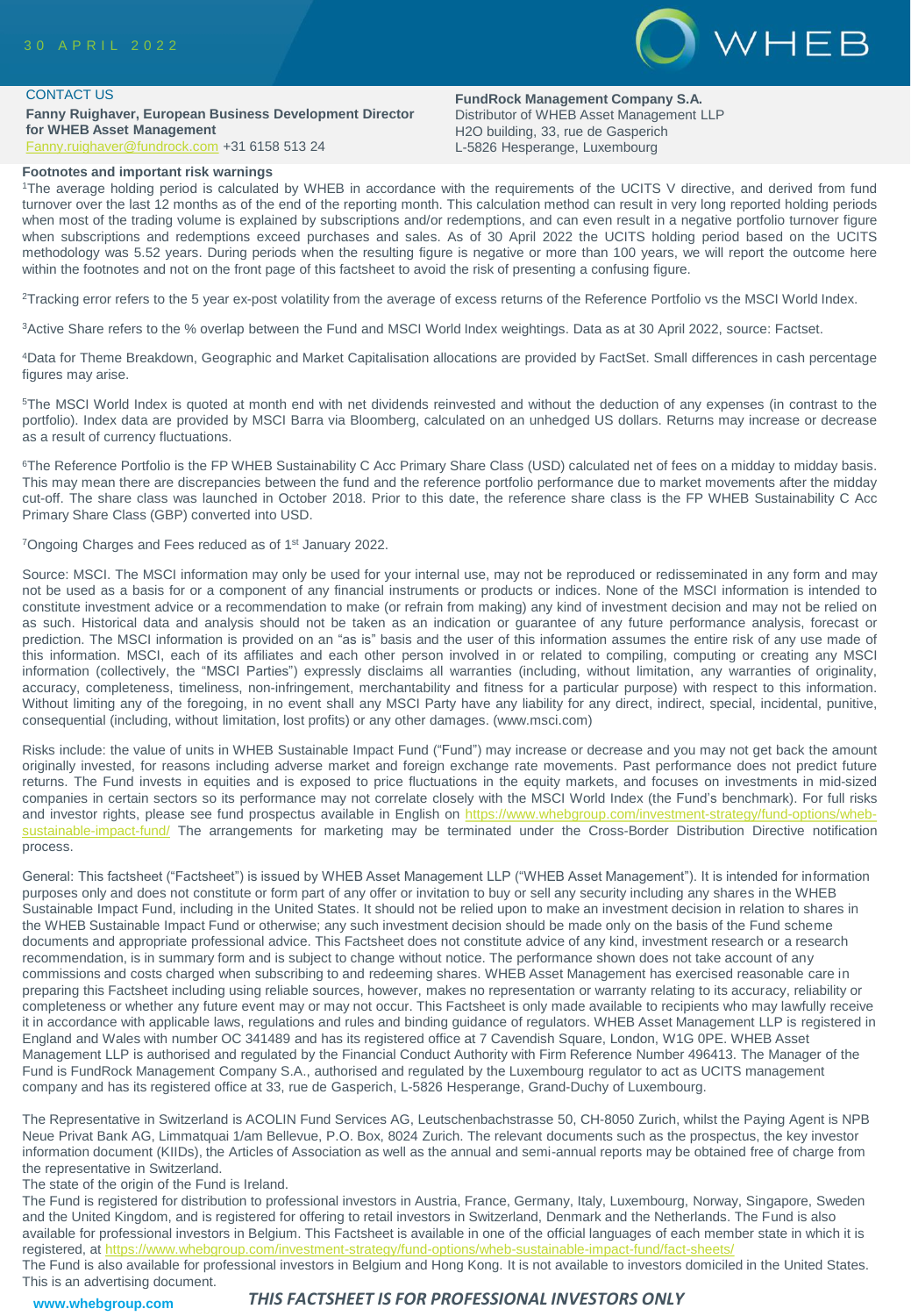30 APRIL 2022

WHEB

CONTACT US

**Fanny Ruighaver, European Business Development Director for WHEB Asset Management**
Fanny.ruighaver@fundrock.com +31 6158 513 24

**FundRock Management Company S.A.**
Distributor of WHEB Asset Management LLP
H2O building, 33, rue de Gasperich
L-5826 Hesperange, Luxembourg

**Footnotes and important risk warnings**

[1]The average holding period is calculated by WHEB in accordance with the requirements of the UCITS V directive, and derived from fund turnover over the last 12 months as of the end of the reporting month. This calculation method can result in very long reported holding periods when most of the trading volume is explained by subscriptions and/or redemptions, and can even result in a negative portfolio turnover figure when subscriptions and redemptions exceed purchases and sales. As of 30 April 2022 the UCITS holding period based on the UCITS methodology was 5.52 years. During periods when the resulting figure is negative or more than 100 years, we will report the outcome here within the footnotes and not on the front page of this factsheet to avoid the risk of presenting a confusing figure.

[2]Tracking error refers to the 5 year ex-post volatility from the average of excess returns of the Reference Portfolio vs the MSCI World Index.

[3]Active Share refers to the % overlap between the Fund and MSCI World Index weightings. Data as at 30 April 2022, source: Factset.

[4]Data for Theme Breakdown, Geographic and Market Capitalisation allocations are provided by FactSet. Small differences in cash percentage figures may arise.

[5]The MSCI World Index is quoted at month end with net dividends reinvested and without the deduction of any expenses (in contrast to the portfolio). Index data are provided by MSCI Barra via Bloomberg, calculated on an unhedged US dollars. Returns may increase or decrease as a result of currency fluctuations.

[6]The Reference Portfolio is the FP WHEB Sustainability C Acc Primary Share Class (USD) calculated net of fees on a midday to midday basis. This may mean there are discrepancies between the fund and the reference portfolio performance due to market movements after the midday cut-off. The share class was launched in October 2018. Prior to this date, the reference share class is the FP WHEB Sustainability C Acc Primary Share Class (GBP) converted into USD.

[7]Ongoing Charges and Fees reduced as of 1st January 2022.

Source: MSCI. The MSCI information may only be used for your internal use, may not be reproduced or redisseminated in any form and may not be used as a basis for or a component of any financial instruments or products or indices. None of the MSCI information is intended to constitute investment advice or a recommendation to make (or refrain from making) any kind of investment decision and may not be relied on as such. Historical data and analysis should not be taken as an indication or guarantee of any future performance analysis, forecast or prediction. The MSCI information is provided on an "as is" basis and the user of this information assumes the entire risk of any use made of this information. MSCI, each of its affiliates and each other person involved in or related to compiling, computing or creating any MSCI information (collectively, the "MSCI Parties") expressly disclaims all warranties (including, without limitation, any warranties of originality, accuracy, completeness, timeliness, non-infringement, merchantability and fitness for a particular purpose) with respect to this information. Without limiting any of the foregoing, in no event shall any MSCI Party have any liability for any direct, indirect, special, incidental, punitive, consequential (including, without limitation, lost profits) or any other damages. (www.msci.com)

Risks include: the value of units in WHEB Sustainable Impact Fund ("Fund") may increase or decrease and you may not get back the amount originally invested, for reasons including adverse market and foreign exchange rate movements. Past performance does not predict future returns. The Fund invests in equities and is exposed to price fluctuations in the equity markets, and focuses on investments in mid-sized companies in certain sectors so its performance may not correlate closely with the MSCI World Index (the Fund's benchmark). For full risks and investor rights, please see fund prospectus available in English on https://www.whebgroup.com/investment-strategy/fund-options/wheb-sustainable-impact-fund/ The arrangements for marketing may be terminated under the Cross-Border Distribution Directive notification process.

General: This factsheet ("Factsheet") is issued by WHEB Asset Management LLP ("WHEB Asset Management"). It is intended for information purposes only and does not constitute or form part of any offer or invitation to buy or sell any security including any shares in the WHEB Sustainable Impact Fund, including in the United States. It should not be relied upon to make an investment decision in relation to shares in the WHEB Sustainable Impact Fund or otherwise; any such investment decision should be made only on the basis of the Fund scheme documents and appropriate professional advice. This Factsheet does not constitute advice of any kind, investment research or a research recommendation, is in summary form and is subject to change without notice. The performance shown does not take account of any commissions and costs charged when subscribing to and redeeming shares. WHEB Asset Management has exercised reasonable care in preparing this Factsheet including using reliable sources, however, makes no representation or warranty relating to its accuracy, reliability or completeness or whether any future event may or may not occur. This Factsheet is only made available to recipients who may lawfully receive it in accordance with applicable laws, regulations and rules and binding guidance of regulators. WHEB Asset Management LLP is registered in England and Wales with number OC 341489 and has its registered office at 7 Cavendish Square, London, W1G 0PE. WHEB Asset Management LLP is authorised and regulated by the Financial Conduct Authority with Firm Reference Number 496413. The Manager of the Fund is FundRock Management Company S.A., authorised and regulated by the Luxembourg regulator to act as UCITS management company and has its registered office at 33, rue de Gasperich, L-5826 Hesperange, Grand-Duchy of Luxembourg.

The Representative in Switzerland is ACOLIN Fund Services AG, Leutschenbachstrasse 50, CH-8050 Zurich, whilst the Paying Agent is NPB Neue Privat Bank AG, Limmatquai 1/am Bellevue, P.O. Box, 8024 Zurich. The relevant documents such as the prospectus, the key investor information document (KIIDs), the Articles of Association as well as the annual and semi-annual reports may be obtained free of charge from the representative in Switzerland.
The state of the origin of the Fund is Ireland.
The Fund is registered for distribution to professional investors in Austria, France, Germany, Italy, Luxembourg, Norway, Singapore, Sweden and the United Kingdom, and is registered for offering to retail investors in Switzerland, Denmark and the Netherlands. The Fund is also available for professional investors in Belgium. This Factsheet is available in one of the official languages of each member state in which it is registered, at https://www.whebgroup.com/investment-strategy/fund-options/wheb-sustainable-impact-fund/fact-sheets/
The Fund is also available for professional investors in Belgium and Hong Kong. It is not available to investors domiciled in the United States. This is an advertising document.

www.whebgroup.com

***THIS FACTSHEET IS FOR PROFESSIONAL INVESTORS ONLY***